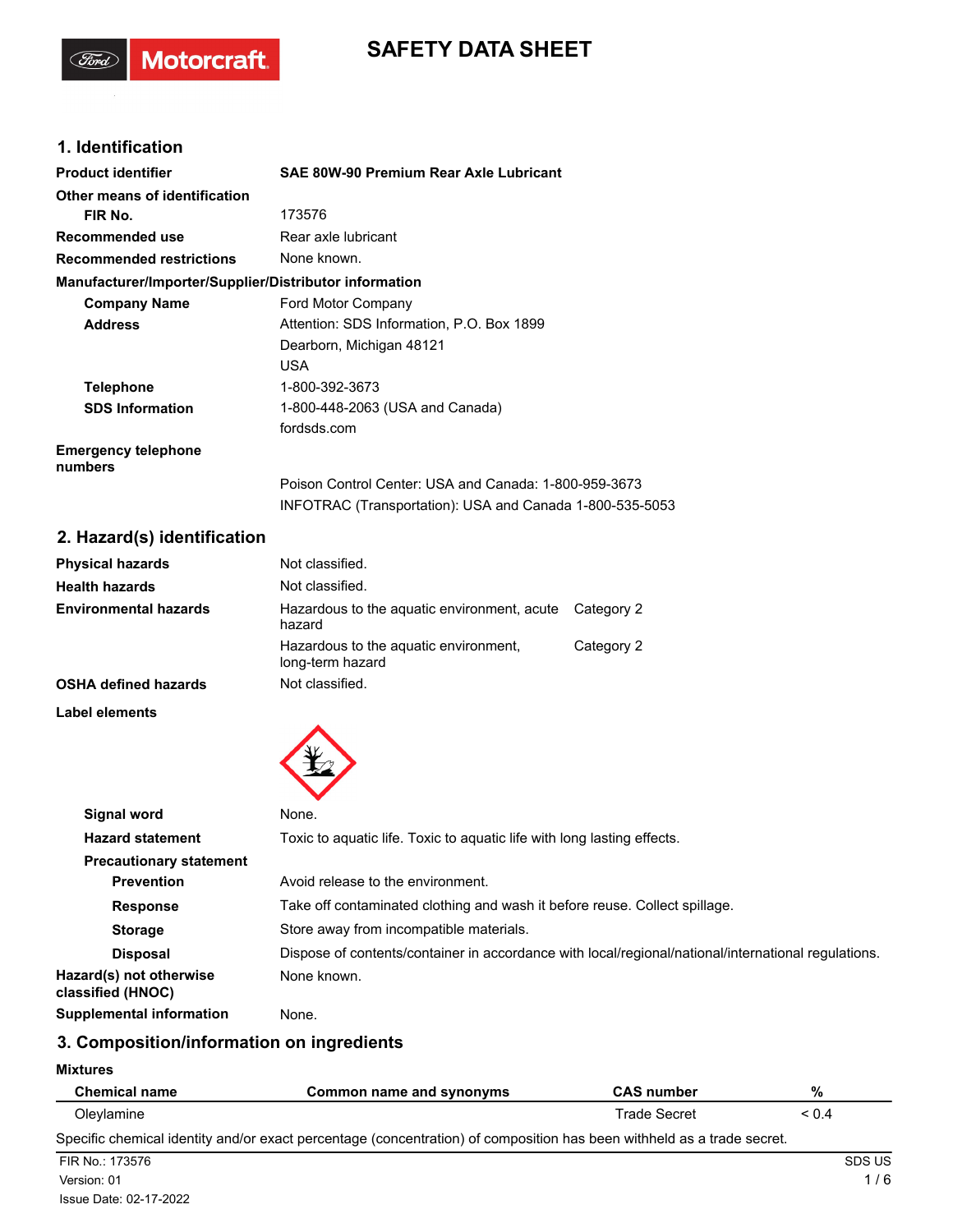# SAFETY DATA SHEET

## 1. Identification

| | |
|---|---|
| **Product identifier** | **SAE 80W-90 Premium Rear Axle Lubricant** |
| **Other means of identification** | |
| **FIR No.** | 173576 |
| **Recommended use** | Rear axle lubricant |
| **Recommended restrictions** | None known. |

**Manufacturer/Importer/Supplier/Distributor information**

| | |
|---|---|
| **Company Name** | Ford Motor Company |
| **Address** | Attention: SDS Information, P.O. Box 1899<br>Dearborn, Michigan 48121<br>USA |
| **Telephone** | 1-800-392-3673 |
| **SDS Information** | 1-800-448-2063 (USA and Canada)<br>fordsds.com |
| **Emergency telephone numbers** | Poison Control Center: USA and Canada: 1-800-959-3673<br>INFOTRAC (Transportation): USA and Canada 1-800-535-5053 |

## 2. Hazard(s) identification

| | | |
|---|---|---|
| **Physical hazards** | Not classified. | |
| **Health hazards** | Not classified. | |
| **Environmental hazards** | Hazardous to the aquatic environment, acute hazard | Category 2 |
| | Hazardous to the aquatic environment, long-term hazard | Category 2 |
| **OSHA defined hazards** | Not classified. | |

**Label elements**

| | |
|---|---|
| **Signal word** | None. |
| **Hazard statement** | Toxic to aquatic life. Toxic to aquatic life with long lasting effects. |
| **Precautionary statement** | |
| **Prevention** | Avoid release to the environment. |
| **Response** | Take off contaminated clothing and wash it before reuse. Collect spillage. |
| **Storage** | Store away from incompatible materials. |
| **Disposal** | Dispose of contents/container in accordance with local/regional/national/international regulations. |
| **Hazard(s) not otherwise classified (HNOC)** | None known. |
| **Supplemental information** | None. |

## 3. Composition/information on ingredients

**Mixtures**

| Chemical name | Common name and synonyms | CAS number | % |
|---|---|---|---|
| Oleylamine | | Trade Secret | < 0.4 |

Specific chemical identity and/or exact percentage (concentration) of composition has been withheld as a trade secret.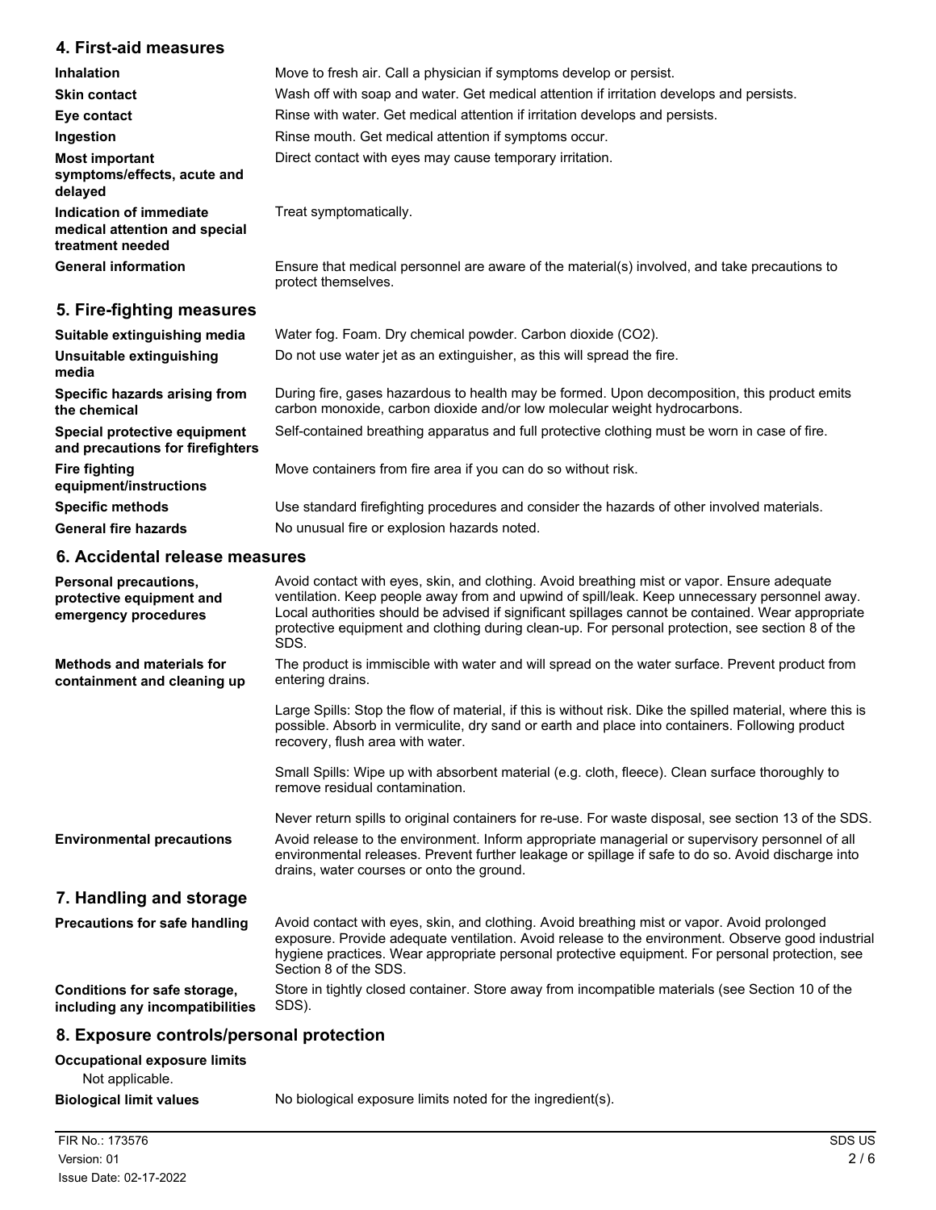## 4. First-aid measures

| | |
|---|---|
| **Inhalation** | Move to fresh air. Call a physician if symptoms develop or persist. |
| **Skin contact** | Wash off with soap and water. Get medical attention if irritation develops and persists. |
| **Eye contact** | Rinse with water. Get medical attention if irritation develops and persists. |
| **Ingestion** | Rinse mouth. Get medical attention if symptoms occur. |
| **Most important symptoms/effects, acute and delayed** | Direct contact with eyes may cause temporary irritation. |
| **Indication of immediate medical attention and special treatment needed** | Treat symptomatically. |
| **General information** | Ensure that medical personnel are aware of the material(s) involved, and take precautions to protect themselves. |

## 5. Fire-fighting measures

| | |
|---|---|
| **Suitable extinguishing media** | Water fog. Foam. Dry chemical powder. Carbon dioxide ($CO_2$). |
| **Unsuitable extinguishing media** | Do not use water jet as an extinguisher, as this will spread the fire. |
| **Specific hazards arising from the chemical** | During fire, gases hazardous to health may be formed. Upon decomposition, this product emits carbon monoxide, carbon dioxide and/or low molecular weight hydrocarbons. |
| **Special protective equipment and precautions for firefighters** | Self-contained breathing apparatus and full protective clothing must be worn in case of fire. |
| **Fire fighting equipment/instructions** | Move containers from fire area if you can do so without risk. |
| **Specific methods** | Use standard firefighting procedures and consider the hazards of other involved materials. |
| **General fire hazards** | No unusual fire or explosion hazards noted. |

## 6. Accidental release measures

**Personal precautions, protective equipment and emergency procedures**

Avoid contact with eyes, skin, and clothing. Avoid breathing mist or vapor. Ensure adequate ventilation. Keep people away from and upwind of spill/leak. Keep unnecessary personnel away. Local authorities should be advised if significant spillages cannot be contained. Wear appropriate protective equipment and clothing during clean-up. For personal protection, see section 8 of the SDS.

**Methods and materials for containment and cleaning up**

The product is immiscible with water and will spread on the water surface. Prevent product from entering drains.

Large Spills: Stop the flow of material, if this is without risk. Dike the spilled material, where this is possible. Absorb in vermiculite, dry sand or earth and place into containers. Following product recovery, flush area with water.

Small Spills: Wipe up with absorbent material (e.g. cloth, fleece). Clean surface thoroughly to remove residual contamination.

Never return spills to original containers for re-use. For waste disposal, see section 13 of the SDS.

**Environmental precautions**

Avoid release to the environment. Inform appropriate managerial or supervisory personnel of all environmental releases. Prevent further leakage or spillage if safe to do so. Avoid discharge into drains, water courses or onto the ground.

## 7. Handling and storage

**Precautions for safe handling**

Avoid contact with eyes, skin, and clothing. Avoid breathing mist or vapor. Avoid prolonged exposure. Provide adequate ventilation. Avoid release to the environment. Observe good industrial hygiene practices. Wear appropriate personal protective equipment. For personal protection, see Section 8 of the SDS.

**Conditions for safe storage, including any incompatibilities**

Store in tightly closed container. Store away from incompatible materials (see Section 10 of the SDS).

## 8. Exposure controls/personal protection

**Occupational exposure limits**

Not applicable.

**Biological limit values**

No biological exposure limits noted for the ingredient(s).

FIR No.: 173576
Version: 01
Issue Date: 02-17-2022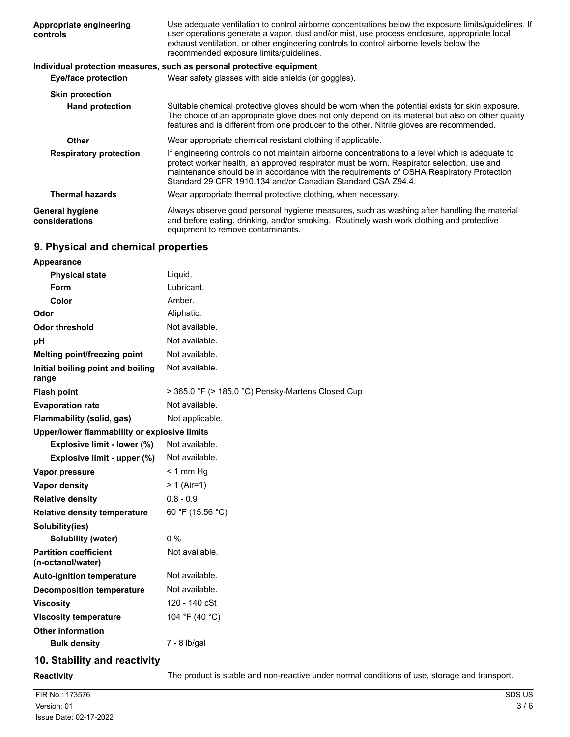| | |
|---|---|
| **Appropriate engineering controls** | Use adequate ventilation to control airborne concentrations below the exposure limits/guidelines. If user operations generate a vapor, dust and/or mist, use process enclosure, appropriate local exhaust ventilation, or other engineering controls to control airborne levels below the recommended exposure limits/guidelines. |

**Individual protection measures, such as personal protective equipment**

| | |
|---|---|
| **Eye/face protection** | Wear safety glasses with side shields (or goggles). |
| **Skin protection** | |
| **Hand protection** | Suitable chemical protective gloves should be worn when the potential exists for skin exposure. The choice of an appropriate glove does not only depend on its material but also on other quality features and is different from one producer to the other. Nitrile gloves are recommended. |
| **Other** | Wear appropriate chemical resistant clothing if applicable. |
| **Respiratory protection** | If engineering controls do not maintain airborne concentrations to a level which is adequate to protect worker health, an approved respirator must be worn. Respirator selection, use and maintenance should be in accordance with the requirements of OSHA Respiratory Protection Standard 29 CFR 1910.134 and/or Canadian Standard CSA Z94.4. |
| **Thermal hazards** | Wear appropriate thermal protective clothing, when necessary. |
| **General hygiene considerations** | Always observe good personal hygiene measures, such as washing after handling the material and before eating, drinking, and/or smoking. Routinely wash work clothing and protective equipment to remove contaminants. |

## 9. Physical and chemical properties

| | |
|---|---|
| **Appearance** | |
| **Physical state** | Liquid. |
| **Form** | Lubricant. |
| **Color** | Amber. |
| **Odor** | Aliphatic. |
| **Odor threshold** | Not available. |
| **pH** | Not available. |
| **Melting point/freezing point** | Not available. |
| **Initial boiling point and boiling range** | Not available. |
| **Flash point** | > 365.0 °F (> 185.0 °C) Pensky-Martens Closed Cup |
| **Evaporation rate** | Not available. |
| **Flammability (solid, gas)** | Not applicable. |
| **Upper/lower flammability or explosive limits** | |
| **Explosive limit - lower (%)** | Not available. |
| **Explosive limit - upper (%)** | Not available. |
| **Vapor pressure** | < 1 mm Hg |
| **Vapor density** | > 1 (Air=1) |
| **Relative density** | 0.8 - 0.9 |
| **Relative density temperature** | 60 °F (15.56 °C) |
| **Solubility(ies)** | |
| **Solubility (water)** | 0 % |
| **Partition coefficient (n-octanol/water)** | Not available. |
| **Auto-ignition temperature** | Not available. |
| **Decomposition temperature** | Not available. |
| **Viscosity** | 120 - 140 cSt |
| **Viscosity temperature** | 104 °F (40 °C) |
| **Other information** | |
| **Bulk density** | 7 - 8 lb/gal |

## 10. Stability and reactivity

| | |
|---|---|
| **Reactivity** | The product is stable and non-reactive under normal conditions of use, storage and transport. |

FIR No.: 173576
Version: 01
Issue Date: 02-17-2022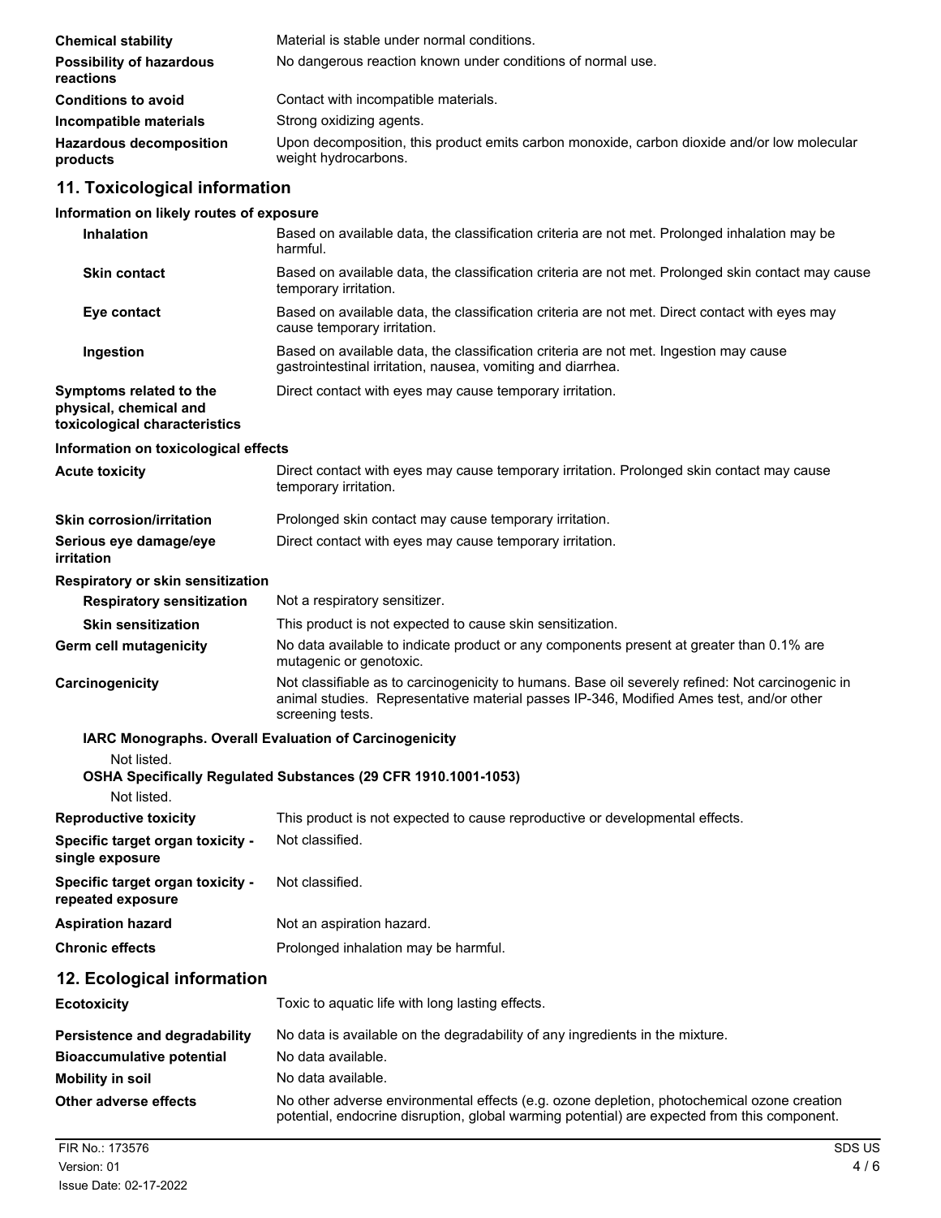| | |
|---|---|
| **Chemical stability** | Material is stable under normal conditions. |
| **Possibility of hazardous reactions** | No dangerous reaction known under conditions of normal use. |
| **Conditions to avoid** | Contact with incompatible materials. |
| **Incompatible materials** | Strong oxidizing agents. |
| **Hazardous decomposition products** | Upon decomposition, this product emits carbon monoxide, carbon dioxide and/or low molecular weight hydrocarbons. |

## 11. Toxicological information

**Information on likely routes of exposure**

| | |
|---|---|
| **Inhalation** | Based on available data, the classification criteria are not met. Prolonged inhalation may be harmful. |
| **Skin contact** | Based on available data, the classification criteria are not met. Prolonged skin contact may cause temporary irritation. |
| **Eye contact** | Based on available data, the classification criteria are not met. Direct contact with eyes may cause temporary irritation. |
| **Ingestion** | Based on available data, the classification criteria are not met. Ingestion may cause gastrointestinal irritation, nausea, vomiting and diarrhea. |
| **Symptoms related to the physical, chemical and toxicological characteristics** | Direct contact with eyes may cause temporary irritation. |

**Information on toxicological effects**

| | |
|---|---|
| **Acute toxicity** | Direct contact with eyes may cause temporary irritation. Prolonged skin contact may cause temporary irritation. |
| **Skin corrosion/irritation** | Prolonged skin contact may cause temporary irritation. |
| **Serious eye damage/eye irritation** | Direct contact with eyes may cause temporary irritation. |

**Respiratory or skin sensitization**

| | |
|---|---|
| **Respiratory sensitization** | Not a respiratory sensitizer. |
| **Skin sensitization** | This product is not expected to cause skin sensitization. |
| **Germ cell mutagenicity** | No data available to indicate product or any components present at greater than 0.1% are mutagenic or genotoxic. |
| **Carcinogenicity** | Not classifiable as to carcinogenicity to humans. Base oil severely refined: Not carcinogenic in animal studies. Representative material passes IP-346, Modified Ames test, and/or other screening tests. |

**IARC Monographs. Overall Evaluation of Carcinogenicity**

Not listed.

**OSHA Specifically Regulated Substances (29 CFR 1910.1001-1053)**

Not listed.

| | |
|---|---|
| **Reproductive toxicity** | This product is not expected to cause reproductive or developmental effects. |
| **Specific target organ toxicity - single exposure** | Not classified. |
| **Specific target organ toxicity - repeated exposure** | Not classified. |
| **Aspiration hazard** | Not an aspiration hazard. |
| **Chronic effects** | Prolonged inhalation may be harmful. |

## 12. Ecological information

| | |
|---|---|
| **Ecotoxicity** | Toxic to aquatic life with long lasting effects. |
| **Persistence and degradability** | No data is available on the degradability of any ingredients in the mixture. |
| **Bioaccumulative potential** | No data available. |
| **Mobility in soil** | No data available. |
| **Other adverse effects** | No other adverse environmental effects (e.g. ozone depletion, photochemical ozone creation potential, endocrine disruption, global warming potential) are expected from this component. |

FIR No.: 173576
Version: 01
Issue Date: 02-17-2022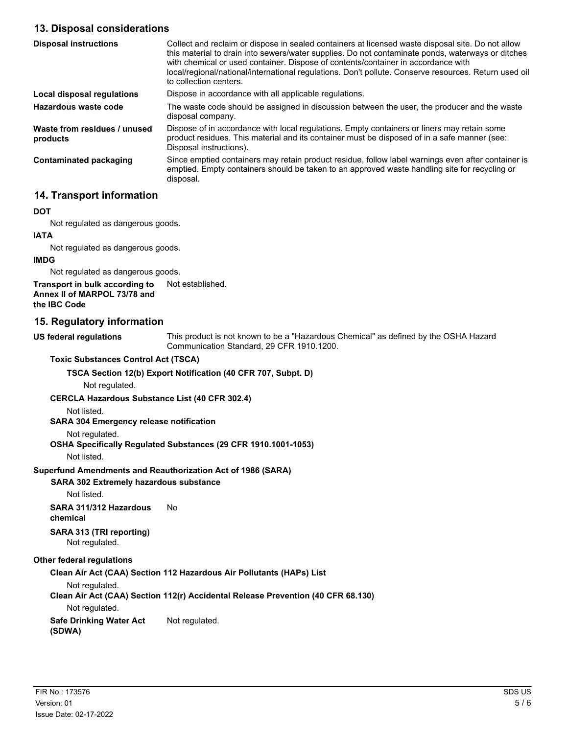## 13. Disposal considerations

| | |
|---|---|
| **Disposal instructions** | Collect and reclaim or dispose in sealed containers at licensed waste disposal site. Do not allow this material to drain into sewers/water supplies. Do not contaminate ponds, waterways or ditches with chemical or used container. Dispose of contents/container in accordance with local/regional/national/international regulations. Don't pollute. Conserve resources. Return used oil to collection centers. |
| **Local disposal regulations** | Dispose in accordance with all applicable regulations. |
| **Hazardous waste code** | The waste code should be assigned in discussion between the user, the producer and the waste disposal company. |
| **Waste from residues / unused products** | Dispose of in accordance with local regulations. Empty containers or liners may retain some product residues. This material and its container must be disposed of in a safe manner (see: Disposal instructions). |
| **Contaminated packaging** | Since emptied containers may retain product residue, follow label warnings even after container is emptied. Empty containers should be taken to an approved waste handling site for recycling or disposal. |

## 14. Transport information

**DOT**

Not regulated as dangerous goods.

**IATA**

Not regulated as dangerous goods.

**IMDG**

Not regulated as dangerous goods.

**Transport in bulk according to Annex II of MARPOL 73/78 and the IBC Code** Not established.

## 15. Regulatory information

**US federal regulations** This product is not known to be a "Hazardous Chemical" as defined by the OSHA Hazard Communication Standard, 29 CFR 1910.1200.

**Toxic Substances Control Act (TSCA)**

**TSCA Section 12(b) Export Notification (40 CFR 707, Subpt. D)**

Not regulated.

**CERCLA Hazardous Substance List (40 CFR 302.4)**

Not listed.

**SARA 304 Emergency release notification**

Not regulated.

**OSHA Specifically Regulated Substances (29 CFR 1910.1001-1053)**

Not listed.

**Superfund Amendments and Reauthorization Act of 1986 (SARA)**

**SARA 302 Extremely hazardous substance**

Not listed.

**SARA 311/312 Hazardous chemical** No

**SARA 313 (TRI reporting)**

Not regulated.

**Other federal regulations**

**Clean Air Act (CAA) Section 112 Hazardous Air Pollutants (HAPs) List**

Not regulated.

**Clean Air Act (CAA) Section 112(r) Accidental Release Prevention (40 CFR 68.130)**

Not regulated.

**Safe Drinking Water Act (SDWA)** Not regulated.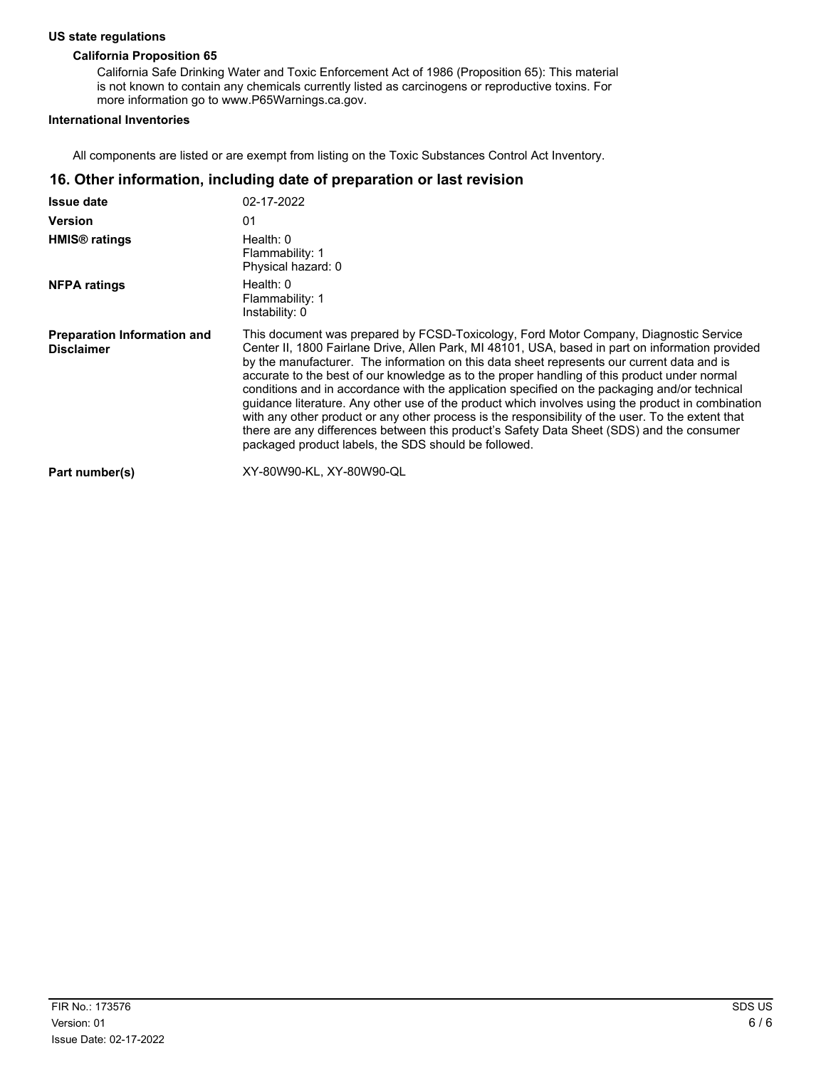**US state regulations**

**California Proposition 65**

California Safe Drinking Water and Toxic Enforcement Act of 1986 (Proposition 65): This material is not known to contain any chemicals currently listed as carcinogens or reproductive toxins. For more information go to www.P65Warnings.ca.gov.

**International Inventories**

All components are listed or are exempt from listing on the Toxic Substances Control Act Inventory.

## 16. Other information, including date of preparation or last revision

| | |
|---|---|
| **Issue date** | 02-17-2022 |
| **Version** | 01 |
| **HMIS® ratings** | Health: 0<br>Flammability: 1<br>Physical hazard: 0 |
| **NFPA ratings** | Health: 0<br>Flammability: 1<br>Instability: 0 |
| **Preparation Information and Disclaimer** | This document was prepared by FCSD-Toxicology, Ford Motor Company, Diagnostic Service Center II, 1800 Fairlane Drive, Allen Park, MI 48101, USA, based in part on information provided by the manufacturer. The information on this data sheet represents our current data and is accurate to the best of our knowledge as to the proper handling of this product under normal conditions and in accordance with the application specified on the packaging and/or technical guidance literature. Any other use of the product which involves using the product in combination with any other product or any other process is the responsibility of the user. To the extent that there are any differences between this product's Safety Data Sheet (SDS) and the consumer packaged product labels, the SDS should be followed. |
| **Part number(s)** | XY-80W90-KL, XY-80W90-QL |